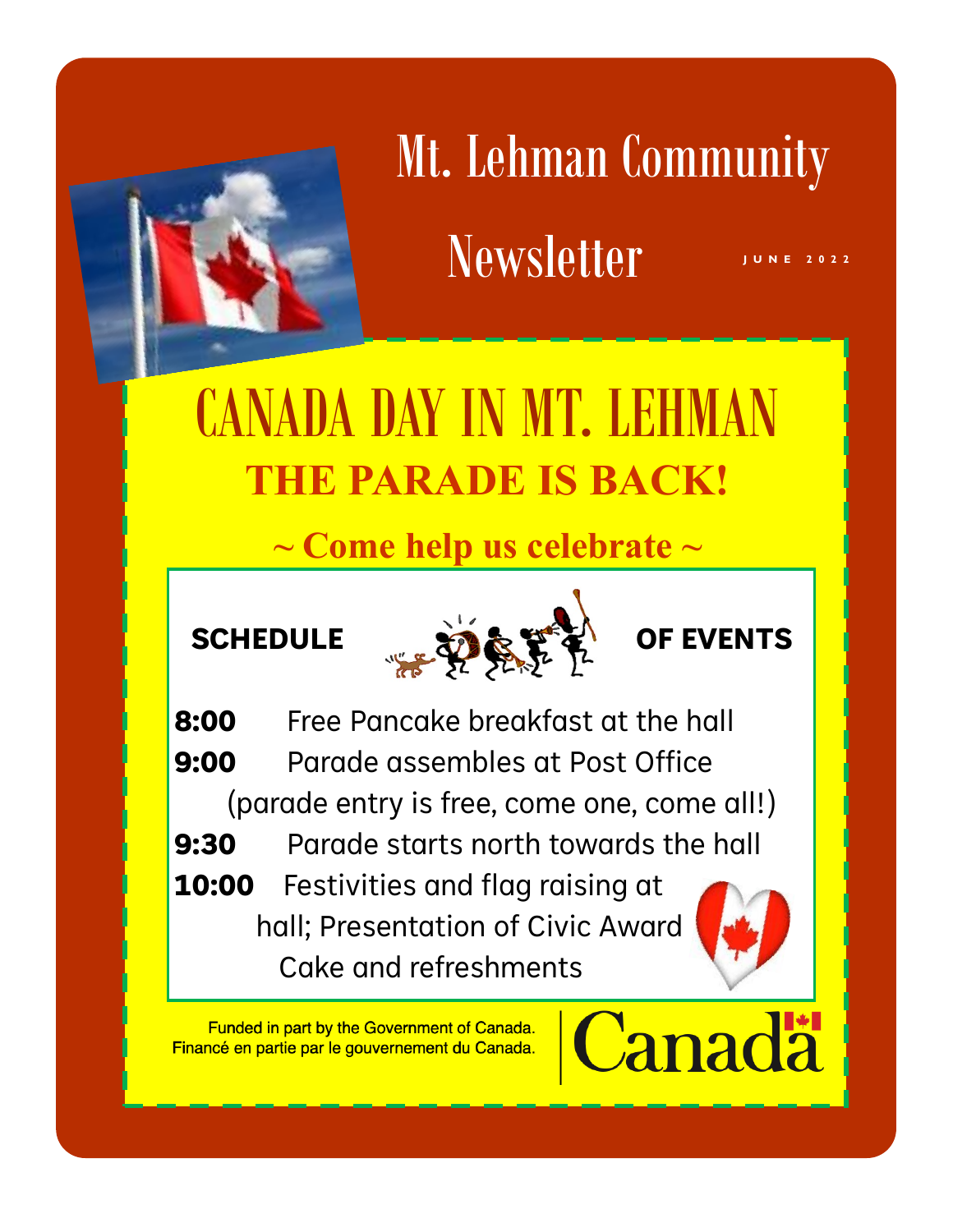# Mt. Lehman Community Newsletter

JUNE 2022

# CANADA DAY IN MT. LEHMAN

## THE PARADE IS BACK!

**~ Come help us celebrate ~**

### SCHEDULE OF EVENTS

**8:00** Free Pancake breakfast at the hall

**9:00** Parade assembles at Post Office (parade entry is free, come one, come all!)

**9:30** Parade starts north towards the hall

**10:00** Festivities and flag raising at hall; Presentation of Civic Award Cake and refreshments

Funded in part by the Government of Canada.
Financé en partie par le gouvernement du Canada.

Canada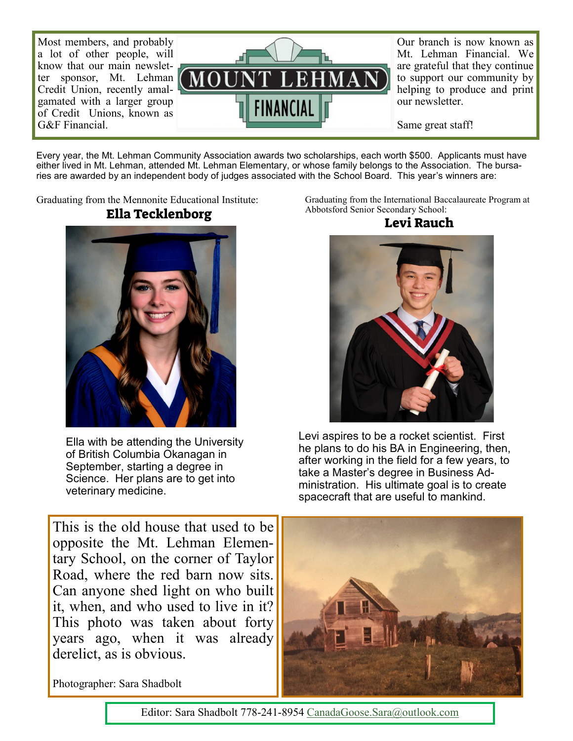Most members, and probably a lot of other people, will know that our main newsletter sponsor, Mt. Lehman Credit Union, recently amalgamated with a larger group of Credit Unions, known as G&F Financial.

MOUNT LEHMAN FINANCIAL

Our branch is now known as Mt. Lehman Financial. We are grateful that they continue to support our community by helping to produce and print our newsletter.

Same great staff!

Every year, the Mt. Lehman Community Association awards two scholarships, each worth $500. Applicants must have either lived in Mt. Lehman, attended Mt. Lehman Elementary, or whose family belongs to the Association. The bursaries are awarded by an independent body of judges associated with the School Board. This year's winners are:

Graduating from the Mennonite Educational Institute:

**Ella Tecklenborg**

Ella with be attending the University of British Columbia Okanagan in September, starting a degree in Science. Her plans are to get into veterinary medicine.

Graduating from the International Baccalaureate Program at Abbotsford Senior Secondary School:

**Levi Rauch**

Levi aspires to be a rocket scientist. First he plans to do his BA in Engineering, then, after working in the field for a few years, to take a Master's degree in Business Administration. His ultimate goal is to create spacecraft that are useful to mankind.

This is the old house that used to be opposite the Mt. Lehman Elementary School, on the corner of Taylor Road, where the red barn now sits. Can anyone shed light on who built it, when, and who used to live in it? This photo was taken about forty years ago, when it was already derelict, as is obvious.

Photographer: Sara Shadbolt

Editor: Sara Shadbolt 778-241-8954 CanadaGoose.Sara@outlook.com